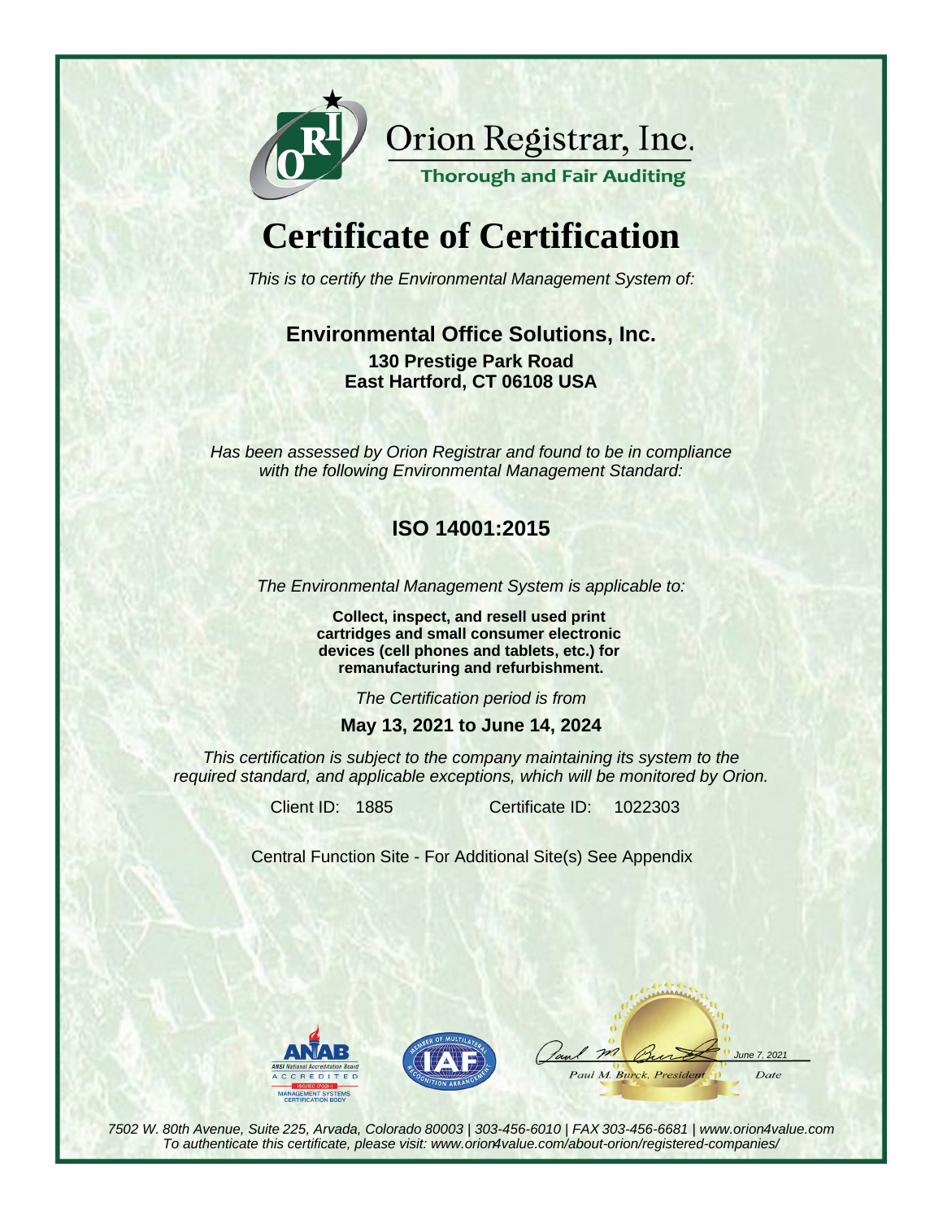Orion Registrar, Inc.

Thorough and Fair Auditing

# Certificate of Certification

*This is to certify the Environmental Management System of:*

**Environmental Office Solutions, Inc.**

**130 Prestige Park Road**
**East Hartford, CT 06108 USA**

*Has been assessed by Orion Registrar and found to be in compliance with the following Environmental Management Standard:*

## ISO 14001:2015

*The Environmental Management System is applicable to:*

**Collect, inspect, and resell used print cartridges and small consumer electronic devices (cell phones and tablets, etc.) for remanufacturing and refurbishment.**

*The Certification period is from*

**May 13, 2021 to June 14, 2024**

*This certification is subject to the company maintaining its system to the required standard, and applicable exceptions, which will be monitored by Orion.*

Client ID: 1885 Certificate ID: 1022303

Central Function Site - For Additional Site(s) See Appendix

ANAB — ANSI National Accreditation Board — ACCREDITED — ISO/IEC 17021-1 — MANAGEMENT SYSTEMS CERTIFICATION BODY

IAF — MEMBER OF MULTILATERAL RECOGNITION ARRANGEMENT

Paul M. Burck, President — June 7, 2021 (Date)

*7502 W. 80th Avenue, Suite 225, Arvada, Colorado 80003 | 303-456-6010 | FAX 303-456-6681 | www.orion4value.com*
*To authenticate this certificate, please visit: www.orion4value.com/about-orion/registered-companies/*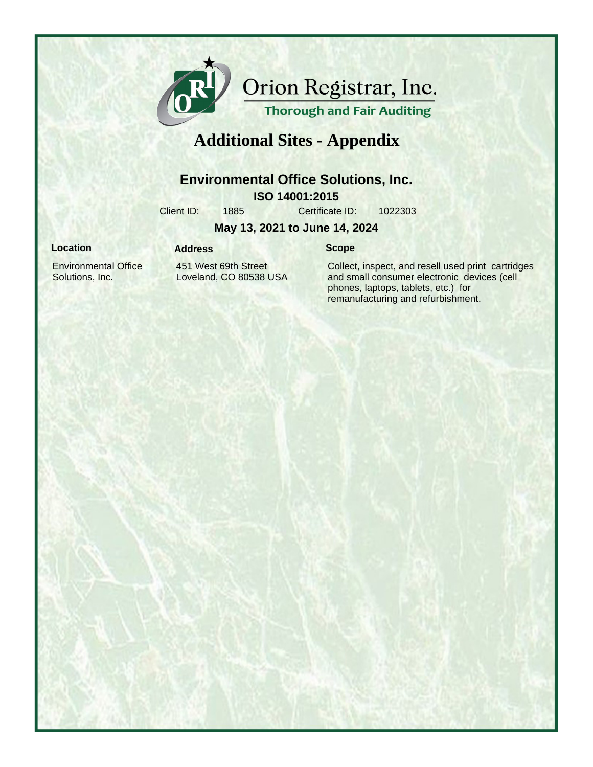Orion Registrar, Inc.

Thorough and Fair Auditing

# Additional Sites - Appendix

## Environmental Office Solutions, Inc.

**ISO 14001:2015**

Client ID: 1885 Certificate ID: 1022303

**May 13, 2021 to June 14, 2024**

| Location | Address | Scope |
|---|---|---|
| Environmental Office Solutions, Inc. | 451 West 69th Street Loveland, CO 80538 USA | Collect, inspect, and resell used print cartridges and small consumer electronic devices (cell phones, laptops, tablets, etc.) for remanufacturing and refurbishment. |